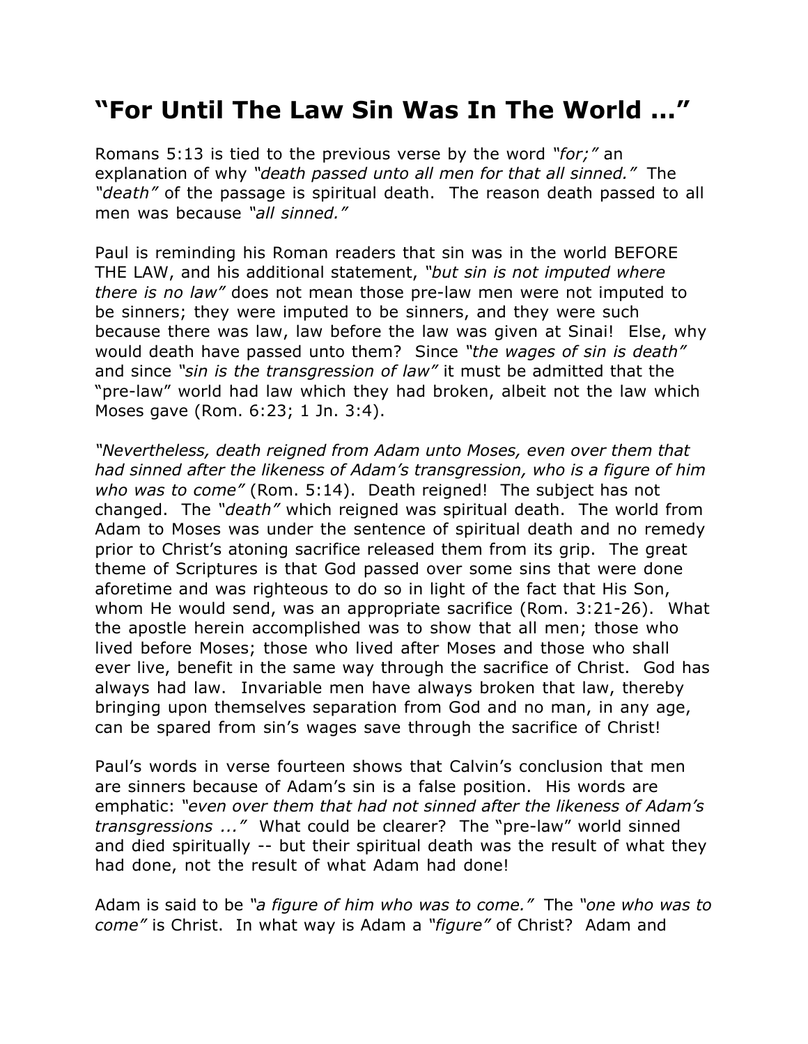## "For Until The Law Sin Was In The World ..."

Romans 5:13 is tied to the previous verse by the word *"for;"* an explanation of why *"death passed unto all men for that all sinned."* The *"death"* of the passage is spiritual death. The reason death passed to all men was because *"all sinned."*

Paul is reminding his Roman readers that sin was in the world BEFORE THE LAW, and his additional statement, *"but sin is not imputed where there is no law"* does not mean those pre-law men were not imputed to be sinners; they were imputed to be sinners, and they were such because there was law, law before the law was given at Sinai! Else, why would death have passed unto them? Since *"the wages of sin is death"* and since *"sin is the transgression of law"* it must be admitted that the "pre-law" world had law which they had broken, albeit not the law which Moses gave (Rom. 6:23; 1 Jn. 3:4).

*"Nevertheless, death reigned from Adam unto Moses, even over them that had sinned after the likeness of Adam's transgression, who is a figure of him who was to come"* (Rom. 5:14). Death reigned! The subject has not changed. The *"death"* which reigned was spiritual death. The world from Adam to Moses was under the sentence of spiritual death and no remedy prior to Christ's atoning sacrifice released them from its grip. The great theme of Scriptures is that God passed over some sins that were done aforetime and was righteous to do so in light of the fact that His Son, whom He would send, was an appropriate sacrifice (Rom. 3:21-26). What the apostle herein accomplished was to show that all men; those who lived before Moses; those who lived after Moses and those who shall ever live, benefit in the same way through the sacrifice of Christ. God has always had law. Invariable men have always broken that law, thereby bringing upon themselves separation from God and no man, in any age, can be spared from sin's wages save through the sacrifice of Christ!

Paul's words in verse fourteen shows that Calvin's conclusion that men are sinners because of Adam's sin is a false position. His words are emphatic: *"even over them that had not sinned after the likeness of Adam's transgressions ..."* What could be clearer? The "pre-law" world sinned and died spiritually -- but their spiritual death was the result of what they had done, not the result of what Adam had done!

Adam is said to be *"a figure of him who was to come."* The *"one who was to come"* is Christ. In what way is Adam a *"figure"* of Christ? Adam and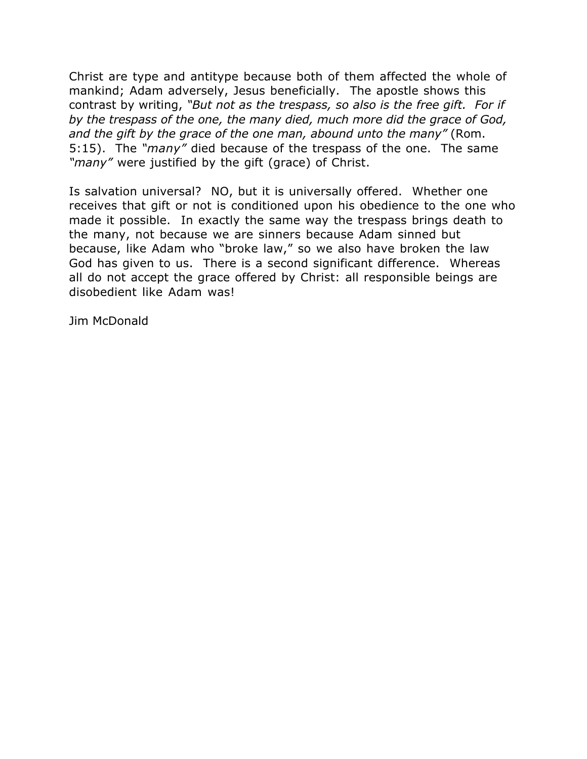Christ are type and antitype because both of them affected the whole of mankind; Adam adversely, Jesus beneficially. The apostle shows this contrast by writing, *"But not as the trespass, so also is the free gift. For if by the trespass of the one, the many died, much more did the grace of God, and the gift by the grace of the one man, abound unto the many"* (Rom. 5:15). The *"many"* died because of the trespass of the one. The same *"many"* were justified by the gift (grace) of Christ.

Is salvation universal? NO, but it is universally offered. Whether one receives that gift or not is conditioned upon his obedience to the one who made it possible. In exactly the same way the trespass brings death to the many, not because we are sinners because Adam sinned but because, like Adam who "broke law," so we also have broken the law God has given to us. There is a second significant difference. Whereas all do not accept the grace offered by Christ: all responsible beings are disobedient like Adam was!

Jim McDonald